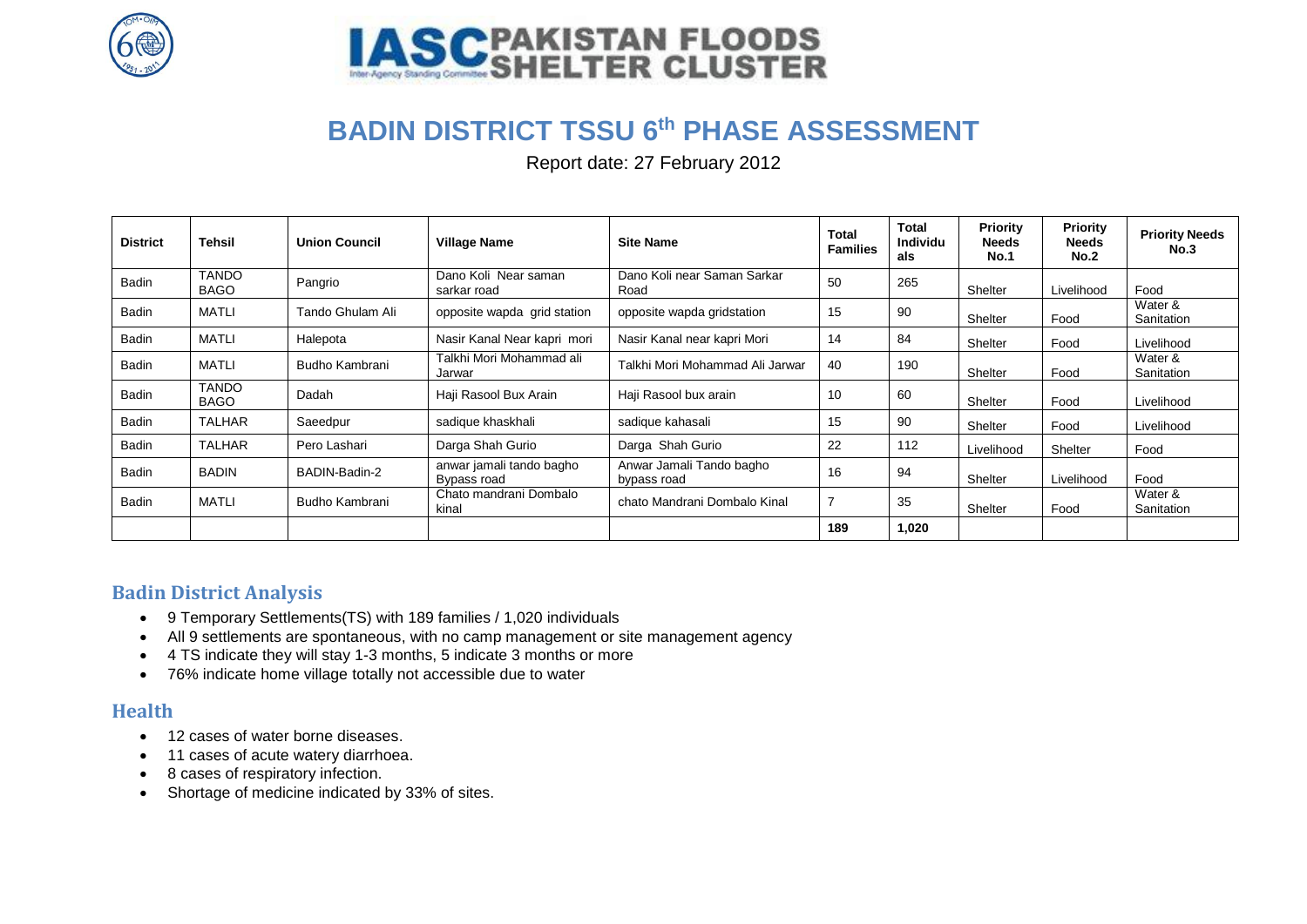IASC PAKISTAN FLOODS SHELTER CLUSTER

# BADIN DISTRICT TSSU 6th PHASE ASSESSMENT

Report date: 27 February 2012

| District | Tehsil | Union Council | Village Name | Site Name | Total Families | Total Individuals | Priority Needs No.1 | Priority Needs No.2 | Priority Needs No.3 |
|---|---|---|---|---|---|---|---|---|---|
| Badin | TANDO BAGO | Pangrio | Dano Koli Near saman sarkar road | Dano Koli near Saman Sarkar Road | 50 | 265 | Shelter | Livelihood | Food |
| Badin | MATLI | Tando Ghulam Ali | opposite wapda grid station | opposite wapda gridstation | 15 | 90 | Shelter | Food | Water & Sanitation |
| Badin | MATLI | Halepota | Nasir Kanal Near kapri mori | Nasir Kanal near kapri Mori | 14 | 84 | Shelter | Food | Livelihood |
| Badin | MATLI | Budho Kambrani | Talkhi Mori Mohammad ali Jarwar | Talkhi Mori Mohammad Ali Jarwar | 40 | 190 | Shelter | Food | Water & Sanitation |
| Badin | TANDO BAGO | Dadah | Haji Rasool Bux Arain | Haji Rasool bux arain | 10 | 60 | Shelter | Food | Livelihood |
| Badin | TALHAR | Saeedpur | sadique khaskhali | sadique kahasali | 15 | 90 | Shelter | Food | Livelihood |
| Badin | TALHAR | Pero Lashari | Darga Shah Gurio | Darga Shah Gurio | 22 | 112 | Livelihood | Shelter | Food |
| Badin | BADIN | BADIN-Badin-2 | anwar jamali tando bagho Bypass road | Anwar Jamali Tando bagho bypass road | 16 | 94 | Shelter | Livelihood | Food |
| Badin | MATLI | Budho Kambrani | Chato mandrani Dombalo kinal | chato Mandrani Dombalo Kinal | 7 | 35 | Shelter | Food | Water & Sanitation |
| | | | | | **189** | **1,020** | | | |

## Badin District Analysis

- 9 Temporary Settlements(TS) with 189 families / 1,020 individuals
- All 9 settlements are spontaneous, with no camp management or site management agency
- 4 TS indicate they will stay 1-3 months, 5 indicate 3 months or more
- 76% indicate home village totally not accessible due to water

## Health

- 12 cases of water borne diseases.
- 11 cases of acute watery diarrhoea.
- 8 cases of respiratory infection.
- Shortage of medicine indicated by 33% of sites.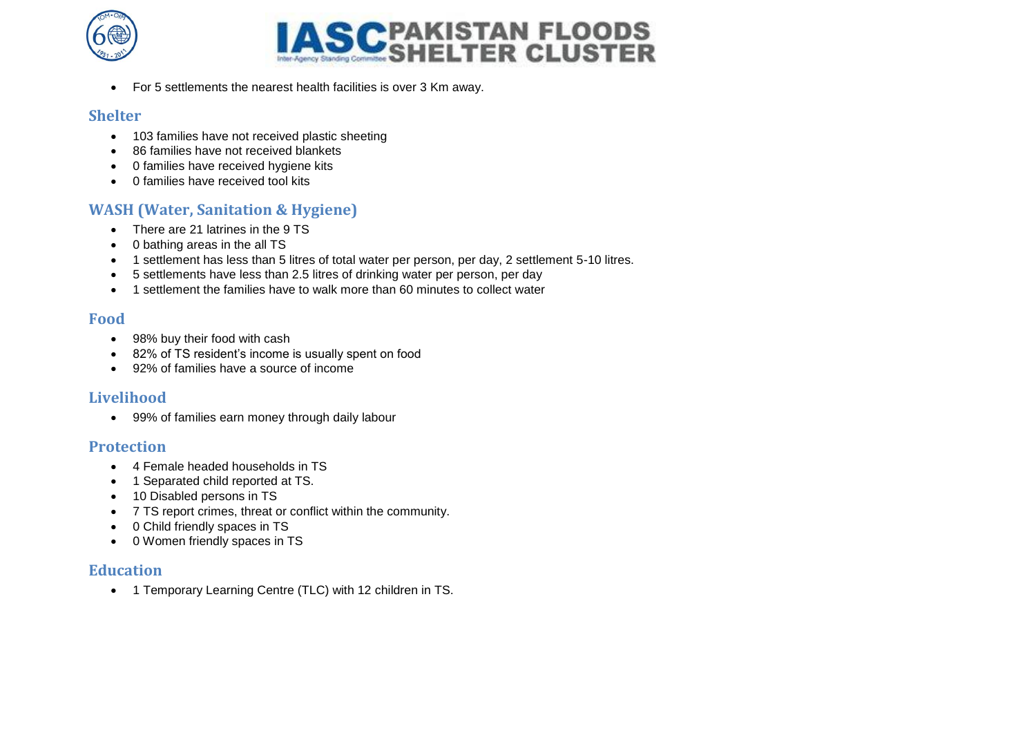- For 5 settlements the nearest health facilities is over 3 Km away.

## Shelter

- 103 families have not received plastic sheeting
- 86 families have not received blankets
- 0 families have received hygiene kits
- 0 families have received tool kits

## WASH (Water, Sanitation & Hygiene)

- There are 21 latrines in the 9 TS
- 0 bathing areas in the all TS
- 1 settlement has less than 5 litres of total water per person, per day, 2 settlement 5-10 litres.
- 5 settlements have less than 2.5 litres of drinking water per person, per day
- 1 settlement the families have to walk more than 60 minutes to collect water

## Food

- 98% buy their food with cash
- 82% of TS resident's income is usually spent on food
- 92% of families have a source of income

## Livelihood

- 99% of families earn money through daily labour

## Protection

- 4 Female headed households in TS
- 1 Separated child reported at TS.
- 10 Disabled persons in TS
- 7 TS report crimes, threat or conflict within the community.
- 0 Child friendly spaces in TS
- 0 Women friendly spaces in TS

## Education

- 1 Temporary Learning Centre (TLC) with 12 children in TS.